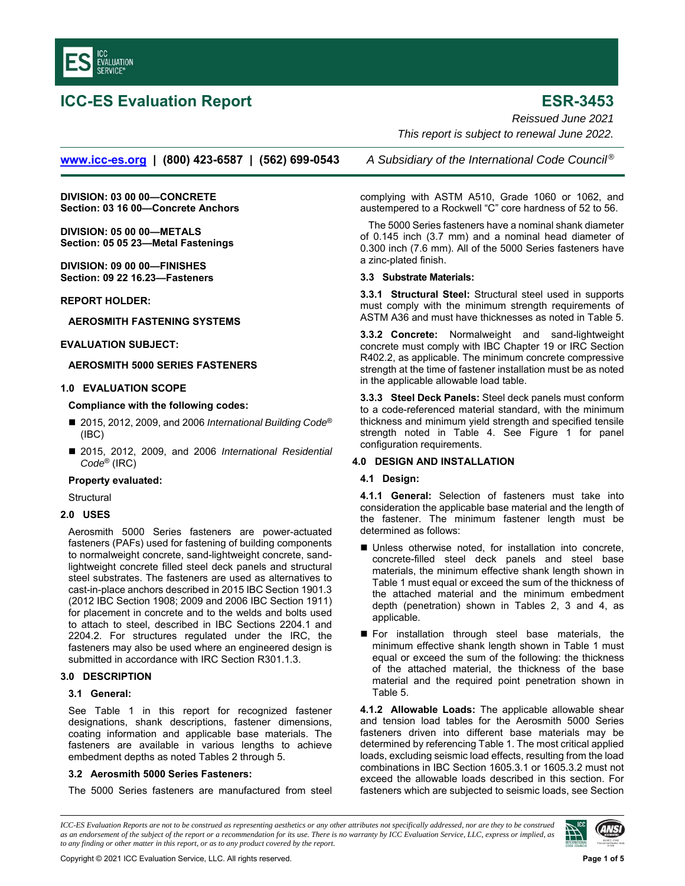# ICC-ES Evaluation Report

# ESR-3453

*Reissued June 2021*

*This report is subject to renewal June 2022.*

www.icc-es.org | (800) 423-6587 | (562) 699-0543 *A Subsidiary of the International Code Council®*

**DIVISION: 03 00 00—CONCRETE**
**Section: 03 16 00—Concrete Anchors**

**DIVISION: 05 00 00—METALS**
**Section: 05 05 23—Metal Fastenings**

**DIVISION: 09 00 00—FINISHES**
**Section: 09 22 16.23—Fasteners**

**REPORT HOLDER:**

**AEROSMITH FASTENING SYSTEMS**

**EVALUATION SUBJECT:**

**AEROSMITH 5000 SERIES FASTENERS**

## 1.0 EVALUATION SCOPE

**Compliance with the following codes:**

- 2015, 2012, 2009, and 2006 *International Building Code®* (IBC)
- 2015, 2012, 2009, and 2006 *International Residential Code®* (IRC)

**Property evaluated:**

Structural

## 2.0 USES

Aerosmith 5000 Series fasteners are power-actuated fasteners (PAFs) used for fastening of building components to normalweight concrete, sand-lightweight concrete, sand-lightweight concrete filled steel deck panels and structural steel substrates. The fasteners are used as alternatives to cast-in-place anchors described in 2015 IBC Section 1901.3 (2012 IBC Section 1908; 2009 and 2006 IBC Section 1911) for placement in concrete and to the welds and bolts used to attach to steel, described in IBC Sections 2204.1 and 2204.2. For structures regulated under the IRC, the fasteners may also be used where an engineered design is submitted in accordance with IRC Section R301.1.3.

## 3.0 DESCRIPTION

### 3.1 General:

See Table 1 in this report for recognized fastener designations, shank descriptions, fastener dimensions, coating information and applicable base materials. The fasteners are available in various lengths to achieve embedment depths as noted Tables 2 through 5.

### 3.2 Aerosmith 5000 Series Fasteners:

The 5000 Series fasteners are manufactured from steel complying with ASTM A510, Grade 1060 or 1062, and austempered to a Rockwell "C" core hardness of 52 to 56.

The 5000 Series fasteners have a nominal shank diameter of 0.145 inch (3.7 mm) and a nominal head diameter of 0.300 inch (7.6 mm). All of the 5000 Series fasteners have a zinc-plated finish.

### 3.3 Substrate Materials:

**3.3.1 Structural Steel:** Structural steel used in supports must comply with the minimum strength requirements of ASTM A36 and must have thicknesses as noted in Table 5.

**3.3.2 Concrete:** Normalweight and sand-lightweight concrete must comply with IBC Chapter 19 or IRC Section R402.2, as applicable. The minimum concrete compressive strength at the time of fastener installation must be as noted in the applicable allowable load table.

**3.3.3 Steel Deck Panels:** Steel deck panels must conform to a code-referenced material standard, with the minimum thickness and minimum yield strength and specified tensile strength noted in Table 4. See Figure 1 for panel configuration requirements.

## 4.0 DESIGN AND INSTALLATION

### 4.1 Design:

**4.1.1 General:** Selection of fasteners must take into consideration the applicable base material and the length of the fastener. The minimum fastener length must be determined as follows:

- Unless otherwise noted, for installation into concrete, concrete-filled steel deck panels and steel base materials, the minimum effective shank length shown in Table 1 must equal or exceed the sum of the thickness of the attached material and the minimum embedment depth (penetration) shown in Tables 2, 3 and 4, as applicable.
- For installation through steel base materials, the minimum effective shank length shown in Table 1 must equal or exceed the sum of the following: the thickness of the attached material, the thickness of the base material and the required point penetration shown in Table 5.

**4.1.2 Allowable Loads:** The applicable allowable shear and tension load tables for the Aerosmith 5000 Series fasteners driven into different base materials may be determined by referencing Table 1. The most critical applied loads, excluding seismic load effects, resulting from the load combinations in IBC Section 1605.3.1 or 1605.3.2 must not exceed the allowable loads described in this section. For fasteners which are subjected to seismic loads, see Section

*ICC-ES Evaluation Reports are not to be construed as representing aesthetics or any other attributes not specifically addressed, nor are they to be construed as an endorsement of the subject of the report or a recommendation for its use. There is no warranty by ICC Evaluation Service, LLC, express or implied, as to any finding or other matter in this report, or as to any product covered by the report.*

Copyright © 2021 ICC Evaluation Service, LLC. All rights reserved.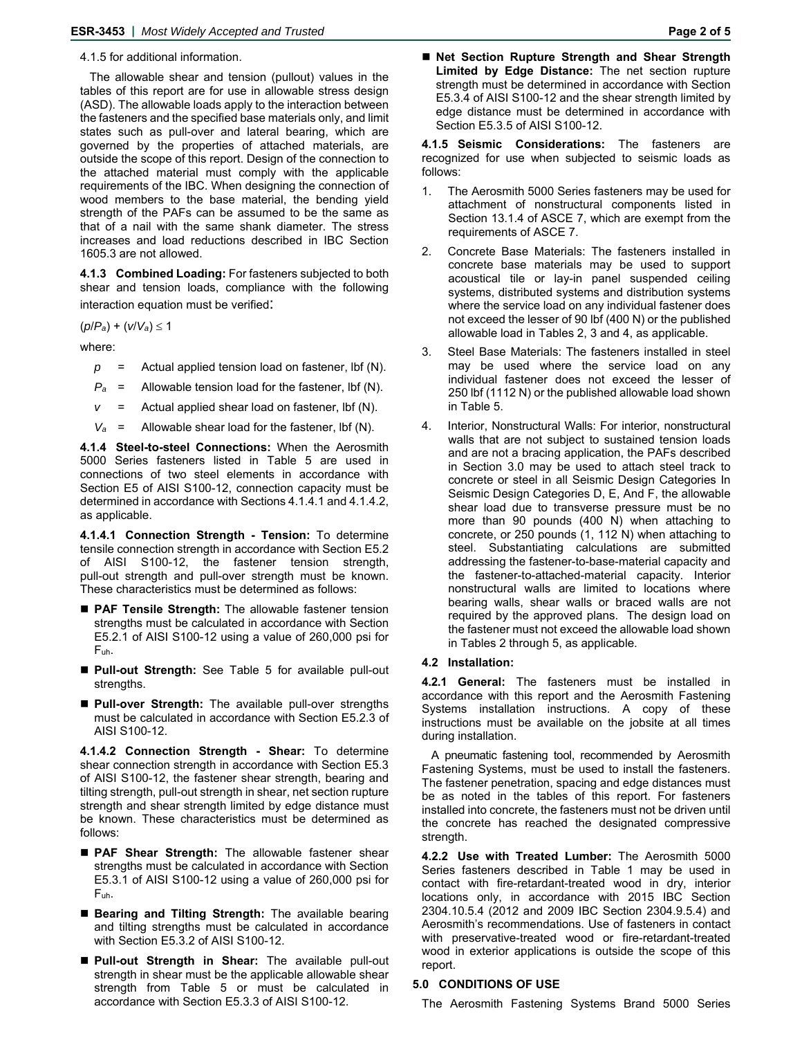4.1.5 for additional information.

The allowable shear and tension (pullout) values in the tables of this report are for use in allowable stress design (ASD). The allowable loads apply to the interaction between the fasteners and the specified base materials only, and limit states such as pull-over and lateral bearing, which are governed by the properties of attached materials, are outside the scope of this report. Design of the connection to the attached material must comply with the applicable requirements of the IBC. When designing the connection of wood members to the base material, the bending yield strength of the PAFs can be assumed to be the same as that of a nail with the same shank diameter. The stress increases and load reductions described in IBC Section 1605.3 are not allowed.

**4.1.3 Combined Loading:** For fasteners subjected to both shear and tension loads, compliance with the following interaction equation must be verified:

$(p/P_a) + (v/V_a) \leq 1$

where:

$p$ = Actual applied tension load on fastener, lbf (N).

$P_a$ = Allowable tension load for the fastener, lbf (N).

$v$ = Actual applied shear load on fastener, lbf (N).

$V_a$ = Allowable shear load for the fastener, lbf (N).

**4.1.4 Steel-to-steel Connections:** When the Aerosmith 5000 Series fasteners listed in Table 5 are used in connections of two steel elements in accordance with Section E5 of AISI S100-12, connection capacity must be determined in accordance with Sections 4.1.4.1 and 4.1.4.2, as applicable.

**4.1.4.1 Connection Strength - Tension:** To determine tensile connection strength in accordance with Section E5.2 of AISI S100-12, the fastener tension strength, pull-out strength and pull-over strength must be known. These characteristics must be determined as follows:

- **PAF Tensile Strength:** The allowable fastener tension strengths must be calculated in accordance with Section E5.2.1 of AISI S100-12 using a value of 260,000 psi for $F_{uh}$.
- **Pull-out Strength:** See Table 5 for available pull-out strengths.
- **Pull-over Strength:** The available pull-over strengths must be calculated in accordance with Section E5.2.3 of AISI S100-12.

**4.1.4.2 Connection Strength - Shear:** To determine shear connection strength in accordance with Section E5.3 of AISI S100-12, the fastener shear strength, bearing and tilting strength, pull-out strength in shear, net section rupture strength and shear strength limited by edge distance must be known. These characteristics must be determined as follows:

- **PAF Shear Strength:** The allowable fastener shear strengths must be calculated in accordance with Section E5.3.1 of AISI S100-12 using a value of 260,000 psi for $F_{uh}$.
- **Bearing and Tilting Strength:** The available bearing and tilting strengths must be calculated in accordance with Section E5.3.2 of AISI S100-12.
- **Pull-out Strength in Shear:** The available pull-out strength in shear must be the applicable allowable shear strength from Table 5 or must be calculated in accordance with Section E5.3.3 of AISI S100-12.
- **Net Section Rupture Strength and Shear Strength Limited by Edge Distance:** The net section rupture strength must be determined in accordance with Section E5.3.4 of AISI S100-12 and the shear strength limited by edge distance must be determined in accordance with Section E5.3.5 of AISI S100-12.

**4.1.5 Seismic Considerations:** The fasteners are recognized for use when subjected to seismic loads as follows:

1. The Aerosmith 5000 Series fasteners may be used for attachment of nonstructural components listed in Section 13.1.4 of ASCE 7, which are exempt from the requirements of ASCE 7.
2. Concrete Base Materials: The fasteners installed in concrete base materials may be used to support acoustical tile or lay-in panel suspended ceiling systems, distributed systems and distribution systems where the service load on any individual fastener does not exceed the lesser of 90 lbf (400 N) or the published allowable load in Tables 2, 3 and 4, as applicable.
3. Steel Base Materials: The fasteners installed in steel may be used where the service load on any individual fastener does not exceed the lesser of 250 lbf (1112 N) or the published allowable load shown in Table 5.
4. Interior, Nonstructural Walls: For interior, nonstructural walls that are not subject to sustained tension loads and are not a bracing application, the PAFs described in Section 3.0 may be used to attach steel track to concrete or steel in all Seismic Design Categories In Seismic Design Categories D, E, And F, the allowable shear load due to transverse pressure must be no more than 90 pounds (400 N) when attaching to concrete, or 250 pounds (1, 112 N) when attaching to steel. Substantiating calculations are submitted addressing the fastener-to-base-material capacity and the fastener-to-attached-material capacity. Interior nonstructural walls are limited to locations where bearing walls, shear walls or braced walls are not required by the approved plans. The design load on the fastener must not exceed the allowable load shown in Tables 2 through 5, as applicable.

**4.2 Installation:**

**4.2.1 General:** The fasteners must be installed in accordance with this report and the Aerosmith Fastening Systems installation instructions. A copy of these instructions must be available on the jobsite at all times during installation.

A pneumatic fastening tool, recommended by Aerosmith Fastening Systems, must be used to install the fasteners. The fastener penetration, spacing and edge distances must be as noted in the tables of this report. For fasteners installed into concrete, the fasteners must not be driven until the concrete has reached the designated compressive strength.

**4.2.2 Use with Treated Lumber:** The Aerosmith 5000 Series fasteners described in Table 1 may be used in contact with fire-retardant-treated wood in dry, interior locations only, in accordance with 2015 IBC Section 2304.10.5.4 (2012 and 2009 IBC Section 2304.9.5.4) and Aerosmith's recommendations. Use of fasteners in contact with preservative-treated wood or fire-retardant-treated wood in exterior applications is outside the scope of this report.

## 5.0 CONDITIONS OF USE

The Aerosmith Fastening Systems Brand 5000 Series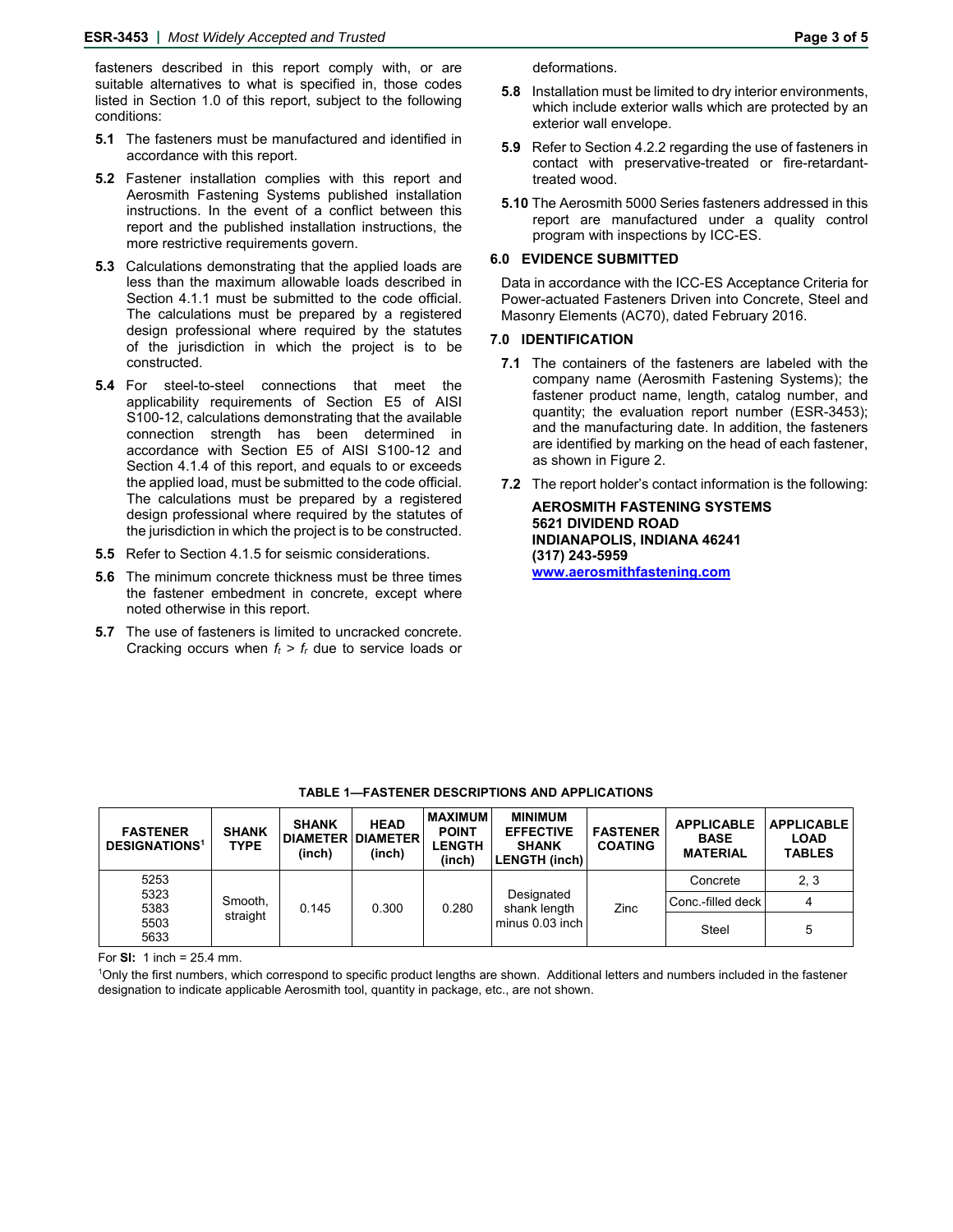fasteners described in this report comply with, or are suitable alternatives to what is specified in, those codes listed in Section 1.0 of this report, subject to the following conditions:

**5.1** The fasteners must be manufactured and identified in accordance with this report.

**5.2** Fastener installation complies with this report and Aerosmith Fastening Systems published installation instructions. In the event of a conflict between this report and the published installation instructions, the more restrictive requirements govern.

**5.3** Calculations demonstrating that the applied loads are less than the maximum allowable loads described in Section 4.1.1 must be submitted to the code official. The calculations must be prepared by a registered design professional where required by the statutes of the jurisdiction in which the project is to be constructed.

**5.4** For steel-to-steel connections that meet the applicability requirements of Section E5 of AISI S100-12, calculations demonstrating that the available connection strength has been determined in accordance with Section E5 of AISI S100-12 and Section 4.1.4 of this report, and equals to or exceeds the applied load, must be submitted to the code official. The calculations must be prepared by a registered design professional where required by the statutes of the jurisdiction in which the project is to be constructed.

**5.5** Refer to Section 4.1.5 for seismic considerations.

**5.6** The minimum concrete thickness must be three times the fastener embedment in concrete, except where noted otherwise in this report.

**5.7** The use of fasteners is limited to uncracked concrete. Cracking occurs when $f_t > f_r$ due to service loads or deformations.

**5.8** Installation must be limited to dry interior environments, which include exterior walls which are protected by an exterior wall envelope.

**5.9** Refer to Section 4.2.2 regarding the use of fasteners in contact with preservative-treated or fire-retardant-treated wood.

**5.10** The Aerosmith 5000 Series fasteners addressed in this report are manufactured under a quality control program with inspections by ICC-ES.

## 6.0 EVIDENCE SUBMITTED

Data in accordance with the ICC-ES Acceptance Criteria for Power-actuated Fasteners Driven into Concrete, Steel and Masonry Elements (AC70), dated February 2016.

## 7.0 IDENTIFICATION

**7.1** The containers of the fasteners are labeled with the company name (Aerosmith Fastening Systems); the fastener product name, length, catalog number, and quantity; the evaluation report number (ESR-3453); and the manufacturing date. In addition, the fasteners are identified by marking on the head of each fastener, as shown in Figure 2.

**7.2** The report holder's contact information is the following:

**AEROSMITH FASTENING SYSTEMS**
**5621 DIVIDEND ROAD**
**INDIANAPOLIS, INDIANA 46241**
**(317) 243-5959**
**www.aerosmithfastening.com**

**TABLE 1—FASTENER DESCRIPTIONS AND APPLICATIONS**

| FASTENER DESIGNATIONS[1] | SHANK TYPE | SHANK DIAMETER (inch) | HEAD DIAMETER (inch) | MAXIMUM POINT LENGTH (inch) | MINIMUM EFFECTIVE SHANK LENGTH (inch) | FASTENER COATING | APPLICABLE BASE MATERIAL | APPLICABLE LOAD TABLES |
|---|---|---|---|---|---|---|---|---|
| 5253<br>5323<br>5383<br>5503<br>5633 | Smooth, straight | 0.145 | 0.300 | 0.280 | Designated shank length minus 0.03 inch | Zinc | Concrete | 2, 3 |
| | | | | | | | Conc.-filled deck | 4 |
| | | | | | | | Steel | 5 |

For **SI:** 1 inch = 25.4 mm.

[1]Only the first numbers, which correspond to specific product lengths are shown. Additional letters and numbers included in the fastener designation to indicate applicable Aerosmith tool, quantity in package, etc., are not shown.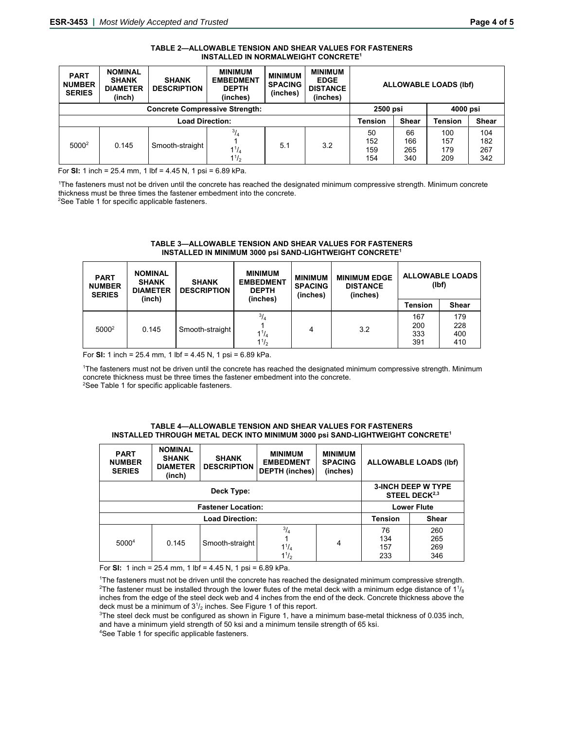**TABLE 2—ALLOWABLE TENSION AND SHEAR VALUES FOR FASTENERS INSTALLED IN NORMALWEIGHT CONCRETE[1]**

| PART NUMBER SERIES | NOMINAL SHANK DIAMETER (inch) | SHANK DESCRIPTION | MINIMUM EMBEDMENT DEPTH (inches) | MINIMUM SPACING (inches) | MINIMUM EDGE DISTANCE (inches) | ALLOWABLE LOADS (lbf) | | | |
|---|---|---|---|---|---|---|---|---|---|
| Concrete Compressive Strength: | | | | | | 2500 psi | | 4000 psi | |
| Load Direction: | | | | | | Tension | Shear | Tension | Shear |
| 5000[2] | 0.145 | Smooth-straight | $^3/_4$<br>1<br>$1^1/_4$<br>$1^1/_2$ | 5.1 | 3.2 | 50<br>152<br>159<br>154 | 66<br>166<br>265<br>340 | 100<br>157<br>179<br>209 | 104<br>182<br>267<br>342 |

For **SI:** 1 inch = 25.4 mm, 1 lbf = 4.45 N, 1 psi = 6.89 kPa.

[1]The fasteners must not be driven until the concrete has reached the designated minimum compressive strength. Minimum concrete thickness must be three times the fastener embedment into the concrete.
[2]See Table 1 for specific applicable fasteners.

**TABLE 3—ALLOWABLE TENSION AND SHEAR VALUES FOR FASTENERS INSTALLED IN MINIMUM 3000 psi SAND-LIGHTWEIGHT CONCRETE[1]**

| PART NUMBER SERIES | NOMINAL SHANK DIAMETER (inch) | SHANK DESCRIPTION | MINIMUM EMBEDMENT DEPTH (inches) | MINIMUM SPACING (inches) | MINIMUM EDGE DISTANCE (inches) | ALLOWABLE LOADS (lbf) | |
|---|---|---|---|---|---|---|---|
| | | | | | | Tension | Shear |
| 5000[2] | 0.145 | Smooth-straight | $^3/_4$<br>1<br>$1^1/_4$<br>$1^1/_2$ | 4 | 3.2 | 167<br>200<br>333<br>391 | 179<br>228<br>400<br>410 |

For **SI:** 1 inch = 25.4 mm, 1 lbf = 4.45 N, 1 psi = 6.89 kPa.

[1]The fasteners must not be driven until the concrete has reached the designated minimum compressive strength. Minimum concrete thickness must be three times the fastener embedment into the concrete.
[2]See Table 1 for specific applicable fasteners.

**TABLE 4—ALLOWABLE TENSION AND SHEAR VALUES FOR FASTENERS INSTALLED THROUGH METAL DECK INTO MINIMUM 3000 psi SAND-LIGHTWEIGHT CONCRETE[1]**

| PART NUMBER SERIES | NOMINAL SHANK DIAMETER (inch) | SHANK DESCRIPTION | MINIMUM EMBEDMENT DEPTH (inches) | MINIMUM SPACING (inches) | ALLOWABLE LOADS (lbf) | |
|---|---|---|---|---|---|---|
| Deck Type: | | | | | 3-INCH DEEP W TYPE STEEL DECK[2,3] | |
| Fastener Location: | | | | | Lower Flute | |
| Load Direction: | | | | | Tension | Shear |
| 5000[4] | 0.145 | Smooth-straight | $^3/_4$<br>1<br>$1^1/_4$<br>$1^1/_2$ | 4 | 76<br>134<br>157<br>233 | 260<br>265<br>269<br>346 |

For **SI:** 1 inch = 25.4 mm, 1 lbf = 4.45 N, 1 psi = 6.89 kPa.

[1]The fasteners must not be driven until the concrete has reached the designated minimum compressive strength.
[2]The fastener must be installed through the lower flutes of the metal deck with a minimum edge distance of $1^1/_8$ inches from the edge of the steel deck web and 4 inches from the end of the deck. Concrete thickness above the deck must be a minimum of $3^1/_2$ inches. See Figure 1 of this report.
[3]The steel deck must be configured as shown in Figure 1, have a minimum base-metal thickness of 0.035 inch, and have a minimum yield strength of 50 ksi and a minimum tensile strength of 65 ksi.
[4]See Table 1 for specific applicable fasteners.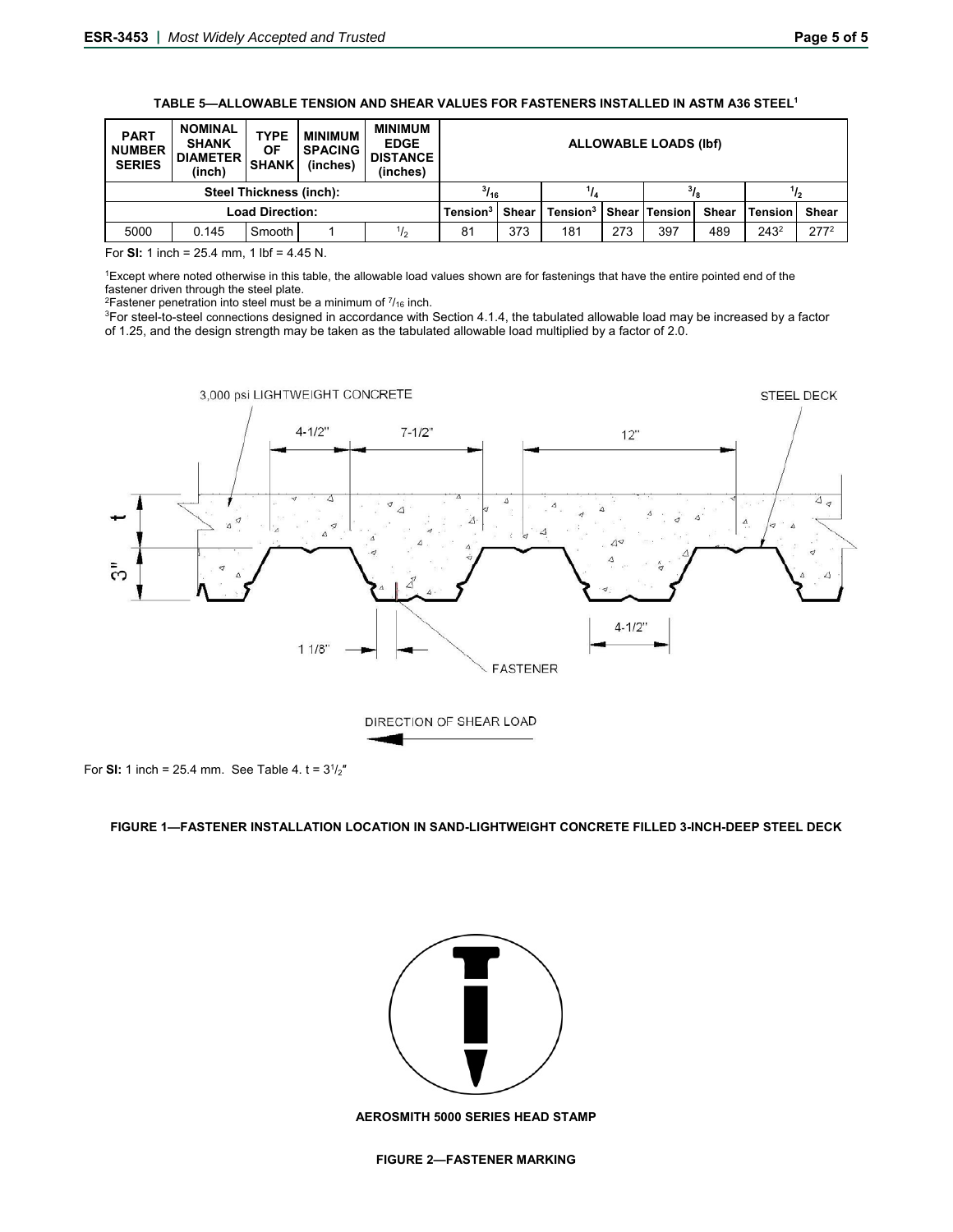**TABLE 5—ALLOWABLE TENSION AND SHEAR VALUES FOR FASTENERS INSTALLED IN ASTM A36 STEEL[1]**

| PART NUMBER SERIES | NOMINAL SHANK DIAMETER (inch) | TYPE OF SHANK | MINIMUM SPACING (inches) | MINIMUM EDGE DISTANCE (inches) | ALLOWABLE LOADS (lbf) | | | | | | | |
|---|---|---|---|---|---|---|---|---|---|---|---|---|
| Steel Thickness (inch): | | | | | $^{3}/_{16}$ | | $^{1}/_{4}$ | | $^{3}/_{8}$ | | $^{1}/_{2}$ | |
| Load Direction: | | | | | Tension[3] | Shear | Tension[3] | Shear | Tension | Shear | Tension | Shear |
| 5000 | 0.145 | Smooth | 1 | $^{1}/_{2}$ | 81 | 373 | 181 | 273 | 397 | 489 | 243[2] | 277[2] |

For **SI:** 1 inch = 25.4 mm, 1 lbf = 4.45 N.

[1]Except where noted otherwise in this table, the allowable load values shown are for fastenings that have the entire pointed end of the fastener driven through the steel plate.
[2]Fastener penetration into steel must be a minimum of $^{7}/_{16}$ inch.
[3]For steel-to-steel connections designed in accordance with Section 4.1.4, the tabulated allowable load may be increased by a factor of 1.25, and the design strength may be taken as the tabulated allowable load multiplied by a factor of 2.0.

3,000 psi LIGHTWEIGHT CONCRETE
STEEL DECK
4-1/2"
7-1/2"
12"
t
3"
1 1/8"
4-1/2"
FASTENER
DIRECTION OF SHEAR LOAD

For **SI:** 1 inch = 25.4 mm. See Table 4. t = $3^{1}/_{2}$″

**FIGURE 1—FASTENER INSTALLATION LOCATION IN SAND-LIGHTWEIGHT CONCRETE FILLED 3-INCH-DEEP STEEL DECK**

**AEROSMITH 5000 SERIES HEAD STAMP**

**FIGURE 2—FASTENER MARKING**